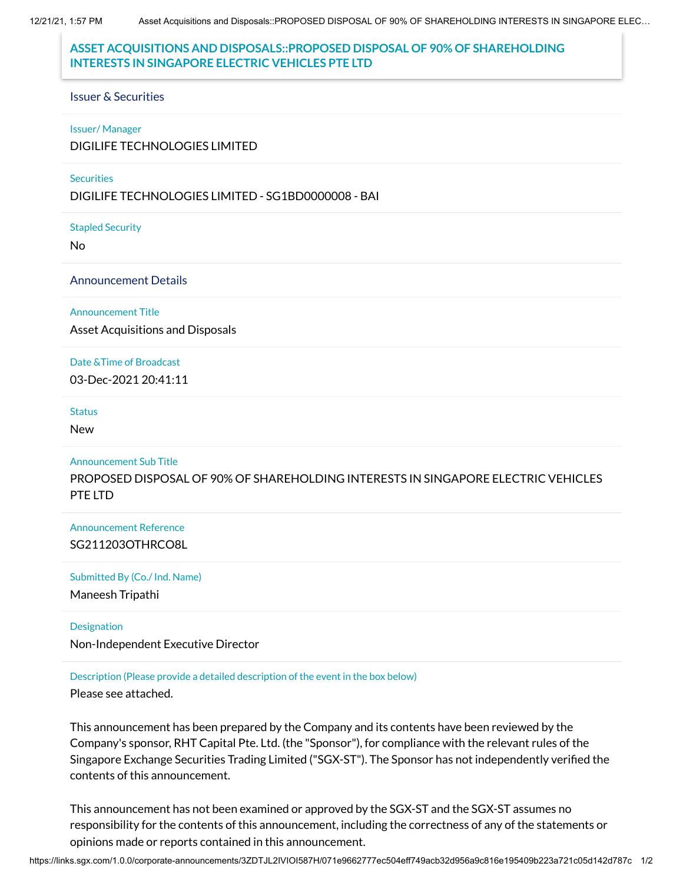# ASSET ACQUISITIONS AND DISPOSALS::PROPOSED DISPOSAL OF 90% OF SHAREHOLDING INTERESTS IN SINGAPORE ELECTRIC VEHICLES PTE LTD

## Issuer & Securities

**Issuer/ Manager**

DIGILIFE TECHNOLOGIES LIMITED

**Securities**

DIGILIFE TECHNOLOGIES LIMITED - SG1BD0000008 - BAI

**Stapled Security**

No

## Announcement Details

**Announcement Title**

Asset Acquisitions and Disposals

**Date &Time of Broadcast**

03-Dec-2021 20:41:11

**Status**

New

**Announcement Sub Title**

PROPOSED DISPOSAL OF 90% OF SHAREHOLDING INTERESTS IN SINGAPORE ELECTRIC VEHICLES PTE LTD

**Announcement Reference**

SG211203OTHRCO8L

**Submitted By (Co./ Ind. Name)**

Maneesh Tripathi

**Designation**

Non-Independent Executive Director

**Description (Please provide a detailed description of the event in the box below)**

Please see attached.

This announcement has been prepared by the Company and its contents have been reviewed by the Company's sponsor, RHT Capital Pte. Ltd. (the "Sponsor"), for compliance with the relevant rules of the Singapore Exchange Securities Trading Limited ("SGX-ST"). The Sponsor has not independently verified the contents of this announcement.

This announcement has not been examined or approved by the SGX-ST and the SGX-ST assumes no responsibility for the contents of this announcement, including the correctness of any of the statements or opinions made or reports contained in this announcement.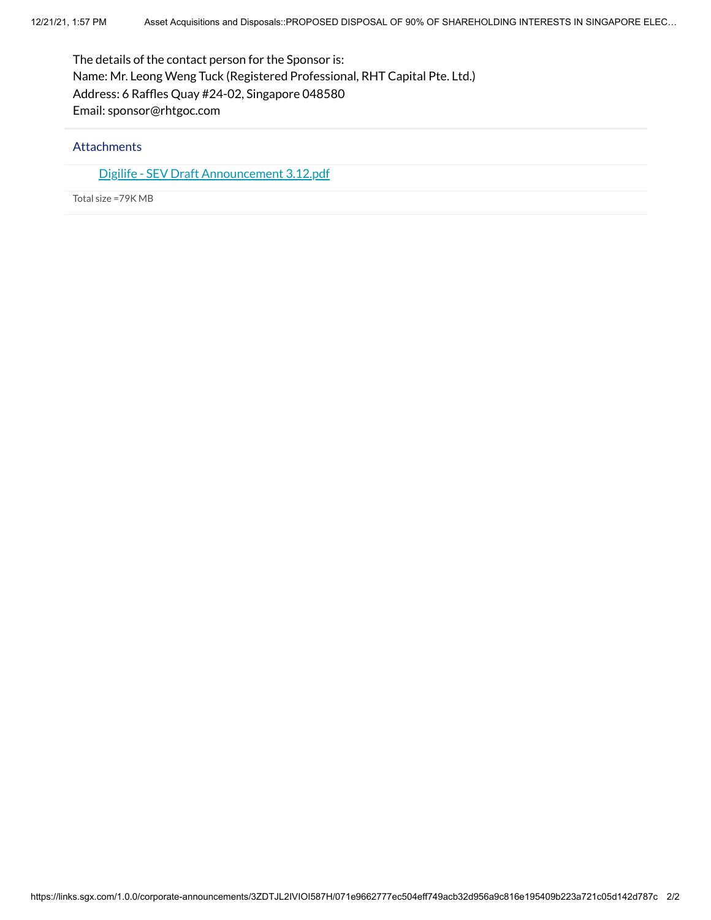The details of the contact person for the Sponsor is:
Name: Mr. Leong Weng Tuck (Registered Professional, RHT Capital Pte. Ltd.)
Address: 6 Raffles Quay #24-02, Singapore 048580
Email: sponsor@rhtgoc.com

## Attachments

Digilife - SEV Draft Announcement 3.12.pdf

Total size =79K MB